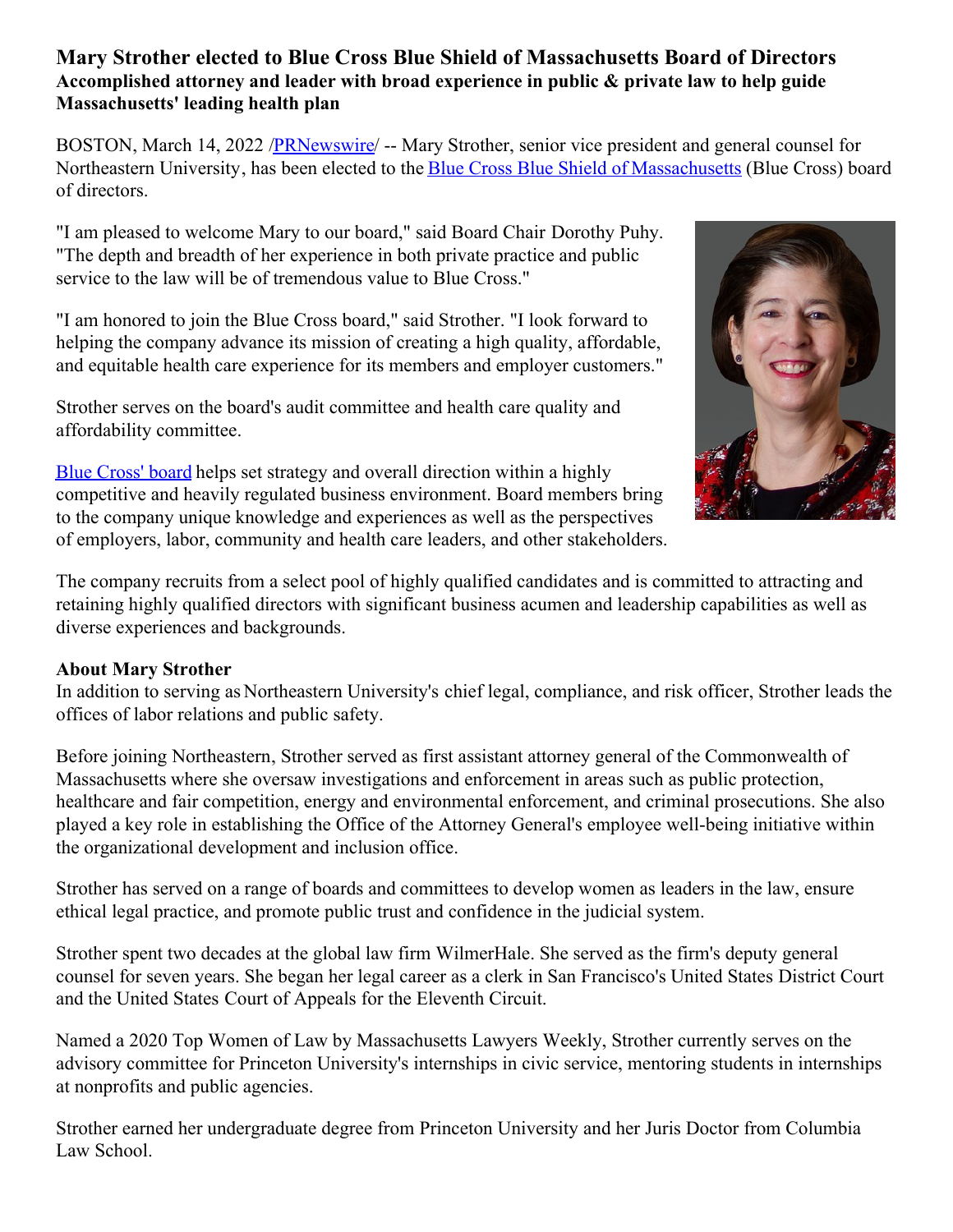# Mary Strother elected to Blue Cross Blue Shield of Massachusetts Board of Directors

## Accomplished attorney and leader with broad experience in public & private law to help guide Massachusetts' leading health plan

BOSTON, March 14, 2022 /PRNewswire/ -- Mary Strother, senior vice president and general counsel for Northeastern University, has been elected to the Blue Cross Blue Shield of Massachusetts (Blue Cross) board of directors.

"I am pleased to welcome Mary to our board," said Board Chair Dorothy Puhy. "The depth and breadth of her experience in both private practice and public service to the law will be of tremendous value to Blue Cross."

"I am honored to join the Blue Cross board," said Strother. "I look forward to helping the company advance its mission of creating a high quality, affordable, and equitable health care experience for its members and employer customers."

Strother serves on the board's audit committee and health care quality and affordability committee.

Blue Cross' board helps set strategy and overall direction within a highly competitive and heavily regulated business environment. Board members bring to the company unique knowledge and experiences as well as the perspectives of employers, labor, community and health care leaders, and other stakeholders.

The company recruits from a select pool of highly qualified candidates and is committed to attracting and retaining highly qualified directors with significant business acumen and leadership capabilities as well as diverse experiences and backgrounds.

**About Mary Strother**

In addition to serving as Northeastern University's chief legal, compliance, and risk officer, Strother leads the offices of labor relations and public safety.

Before joining Northeastern, Strother served as first assistant attorney general of the Commonwealth of Massachusetts where she oversaw investigations and enforcement in areas such as public protection, healthcare and fair competition, energy and environmental enforcement, and criminal prosecutions. She also played a key role in establishing the Office of the Attorney General's employee well-being initiative within the organizational development and inclusion office.

Strother has served on a range of boards and committees to develop women as leaders in the law, ensure ethical legal practice, and promote public trust and confidence in the judicial system.

Strother spent two decades at the global law firm WilmerHale. She served as the firm's deputy general counsel for seven years. She began her legal career as a clerk in San Francisco's United States District Court and the United States Court of Appeals for the Eleventh Circuit.

Named a 2020 Top Women of Law by Massachusetts Lawyers Weekly, Strother currently serves on the advisory committee for Princeton University's internships in civic service, mentoring students in internships at nonprofits and public agencies.

Strother earned her undergraduate degree from Princeton University and her Juris Doctor from Columbia Law School.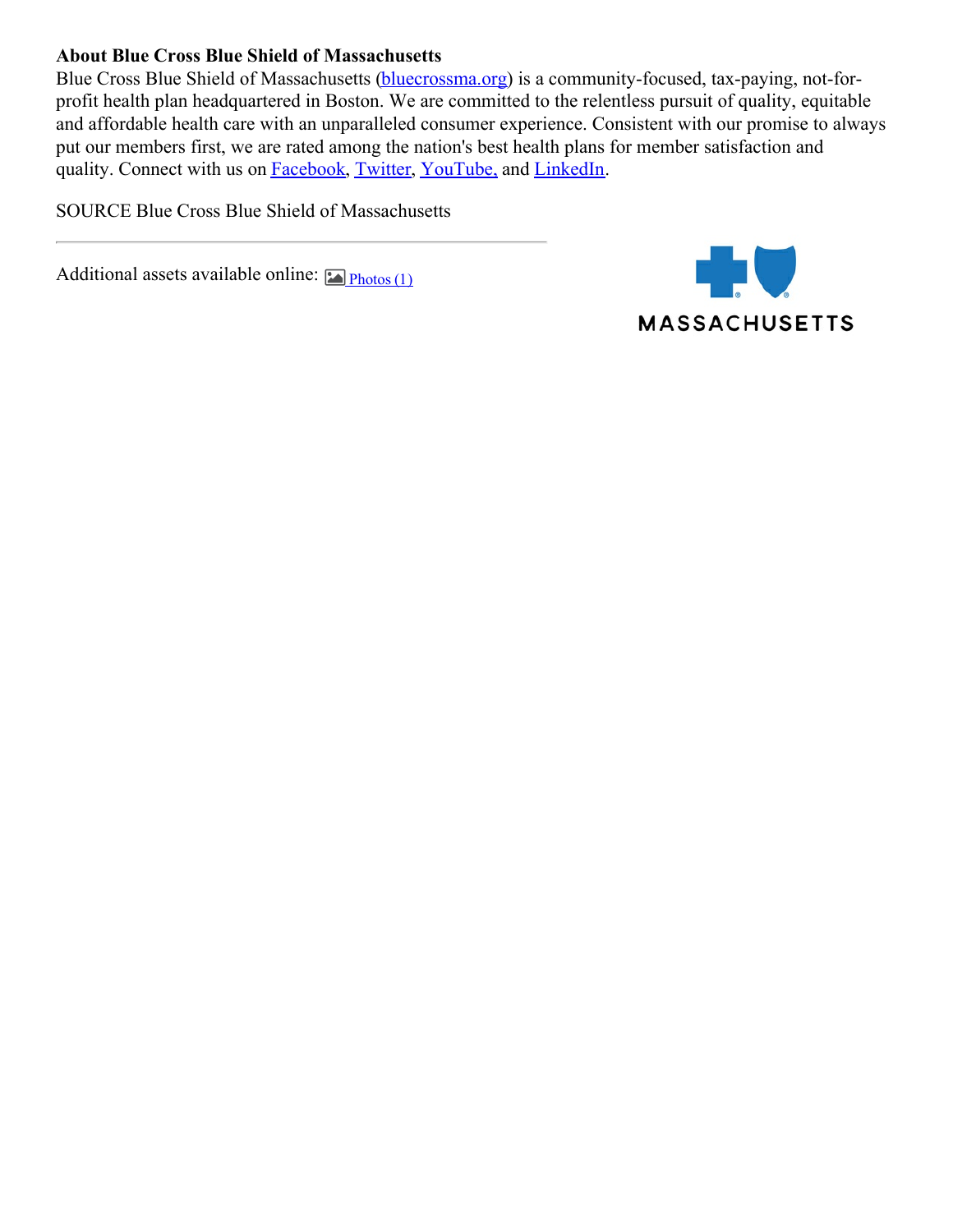**About Blue Cross Blue Shield of Massachusetts**

Blue Cross Blue Shield of Massachusetts (bluecrossma.org) is a community-focused, tax-paying, not-for-profit health plan headquartered in Boston. We are committed to the relentless pursuit of quality, equitable and affordable health care with an unparalleled consumer experience. Consistent with our promise to always put our members first, we are rated among the nation's best health plans for member satisfaction and quality. Connect with us on Facebook, Twitter, YouTube, and LinkedIn.

SOURCE Blue Cross Blue Shield of Massachusetts

---

Additional assets available online: Photos (1)

MASSACHUSETTS